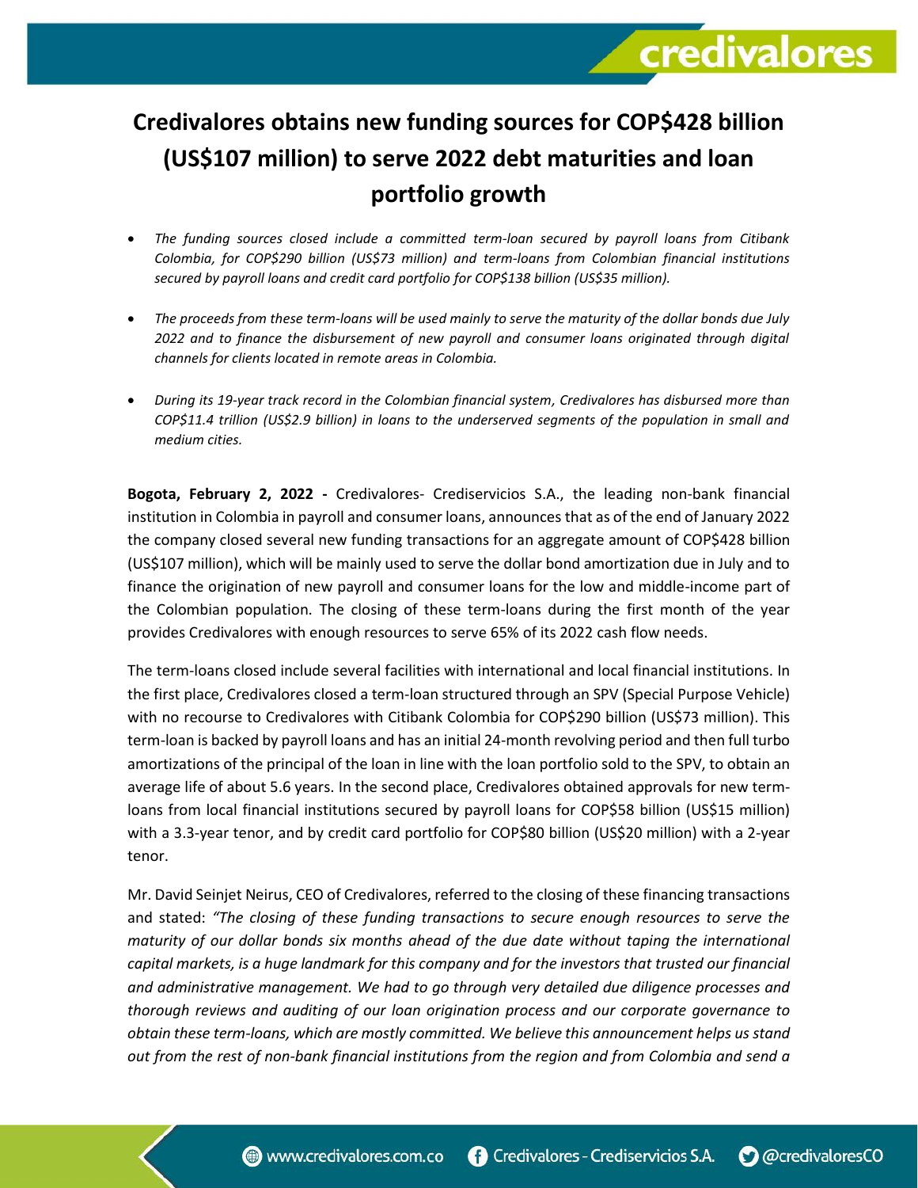# Credivalores obtains new funding sources for COP$428 billion (US$107 million) to serve 2022 debt maturities and loan portfolio growth

- *The funding sources closed include a committed term-loan secured by payroll loans from Citibank Colombia, for COP$290 billion (US$73 million) and term-loans from Colombian financial institutions secured by payroll loans and credit card portfolio for COP$138 billion (US$35 million).*

- *The proceeds from these term-loans will be used mainly to serve the maturity of the dollar bonds due July 2022 and to finance the disbursement of new payroll and consumer loans originated through digital channels for clients located in remote areas in Colombia.*

- *During its 19-year track record in the Colombian financial system, Credivalores has disbursed more than COP$11.4 trillion (US$2.9 billion) in loans to the underserved segments of the population in small and medium cities.*

**Bogota, February 2, 2022 -** Credivalores- Crediservicios S.A., the leading non-bank financial institution in Colombia in payroll and consumer loans, announces that as of the end of January 2022 the company closed several new funding transactions for an aggregate amount of COP$428 billion (US$107 million), which will be mainly used to serve the dollar bond amortization due in July and to finance the origination of new payroll and consumer loans for the low and middle-income part of the Colombian population. The closing of these term-loans during the first month of the year provides Credivalores with enough resources to serve 65% of its 2022 cash flow needs.

The term-loans closed include several facilities with international and local financial institutions. In the first place, Credivalores closed a term-loan structured through an SPV (Special Purpose Vehicle) with no recourse to Credivalores with Citibank Colombia for COP$290 billion (US$73 million). This term-loan is backed by payroll loans and has an initial 24-month revolving period and then full turbo amortizations of the principal of the loan in line with the loan portfolio sold to the SPV, to obtain an average life of about 5.6 years. In the second place, Credivalores obtained approvals for new term-loans from local financial institutions secured by payroll loans for COP$58 billion (US$15 million) with a 3.3-year tenor, and by credit card portfolio for COP$80 billion (US$20 million) with a 2-year tenor.

Mr. David Seinjet Neirus, CEO of Credivalores, referred to the closing of these financing transactions and stated: *"The closing of these funding transactions to secure enough resources to serve the maturity of our dollar bonds six months ahead of the due date without taping the international capital markets, is a huge landmark for this company and for the investors that trusted our financial and administrative management. We had to go through very detailed due diligence processes and thorough reviews and auditing of our loan origination process and our corporate governance to obtain these term-loans, which are mostly committed. We believe this announcement helps us stand out from the rest of non-bank financial institutions from the region and from Colombia and send a*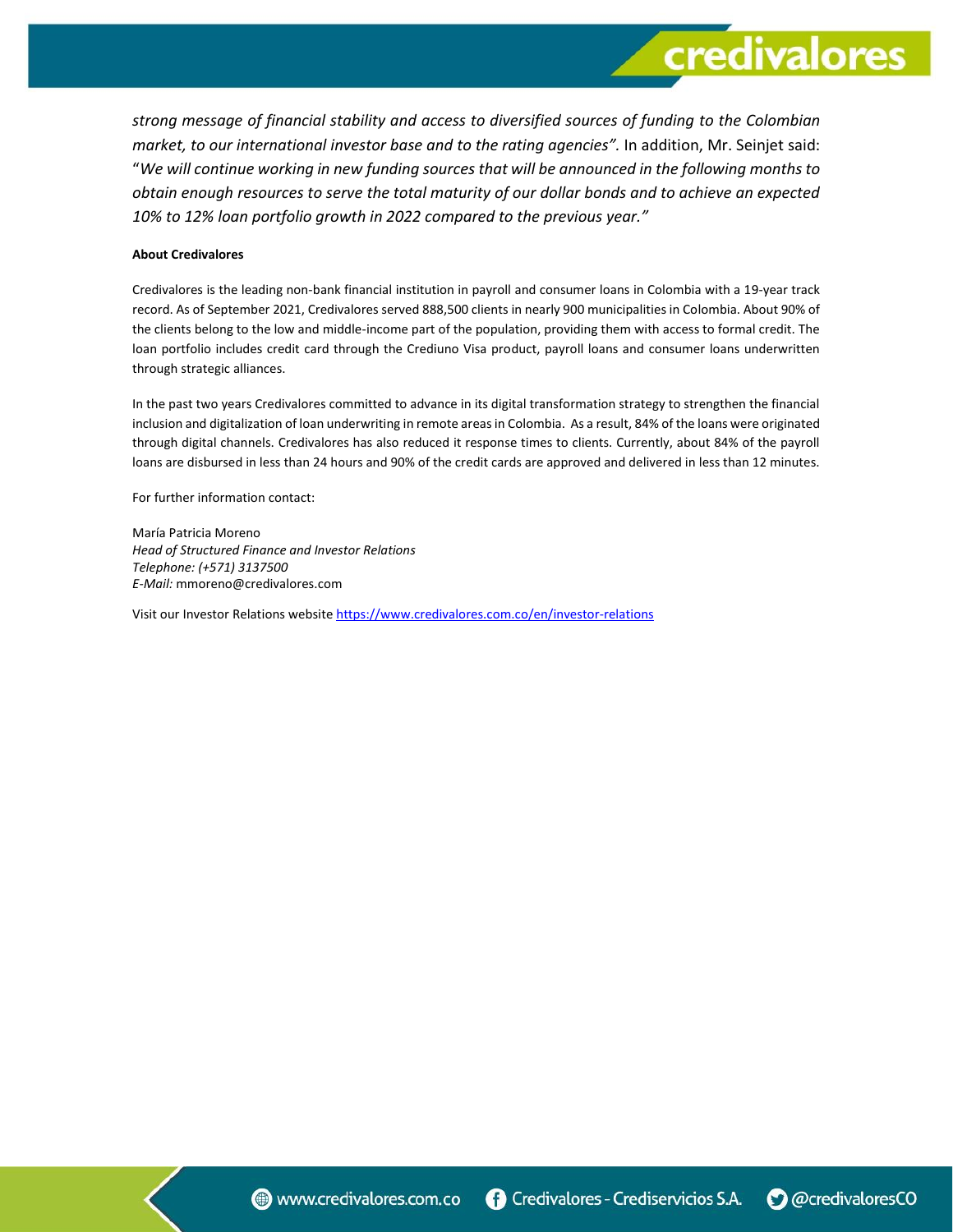*strong message of financial stability and access to diversified sources of funding to the Colombian market, to our international investor base and to the rating agencies".* In addition, Mr. Seinjet said: "*We will continue working in new funding sources that will be announced in the following months to obtain enough resources to serve the total maturity of our dollar bonds and to achieve an expected 10% to 12% loan portfolio growth in 2022 compared to the previous year."*

**About Credivalores**

Credivalores is the leading non-bank financial institution in payroll and consumer loans in Colombia with a 19-year track record. As of September 2021, Credivalores served 888,500 clients in nearly 900 municipalities in Colombia. About 90% of the clients belong to the low and middle-income part of the population, providing them with access to formal credit. The loan portfolio includes credit card through the Crediuno Visa product, payroll loans and consumer loans underwritten through strategic alliances.

In the past two years Credivalores committed to advance in its digital transformation strategy to strengthen the financial inclusion and digitalization of loan underwriting in remote areas in Colombia. As a result, 84% of the loans were originated through digital channels. Credivalores has also reduced it response times to clients. Currently, about 84% of the payroll loans are disbursed in less than 24 hours and 90% of the credit cards are approved and delivered in less than 12 minutes.

For further information contact:

María Patricia Moreno
*Head of Structured Finance and Investor Relations*
*Telephone: (+571) 3137500*
*E-Mail:* mmoreno@credivalores.com

Visit our Investor Relations website https://www.credivalores.com.co/en/investor-relations